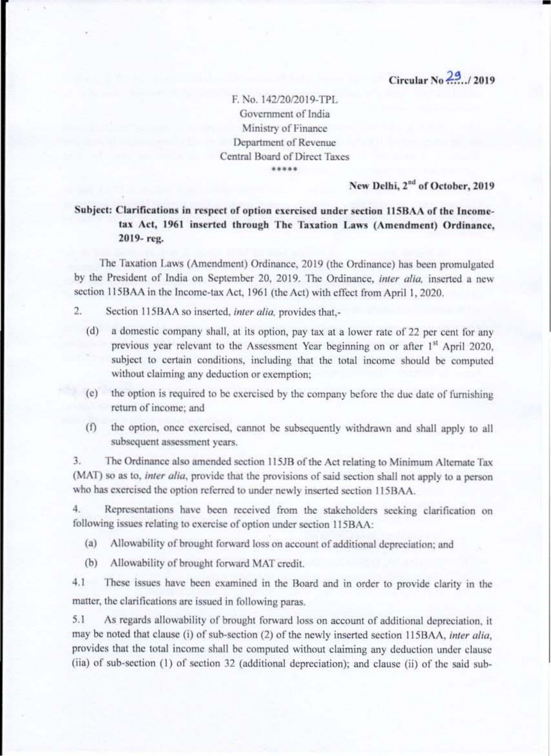**Circular No 29/2019**

F. No. 142/20/2019-TPL
Government of India
Ministry of Finance
Department of Revenue
Central Board of Direct Taxes
\*\*\*\*\*

**New Delhi, 2nd of October, 2019**

**Subject: Clarifications in respect of option exercised under section 115BAA of the Income-tax Act, 1961 inserted through The Taxation Laws (Amendment) Ordinance, 2019- reg.**

The Taxation Laws (Amendment) Ordinance, 2019 (the Ordinance) has been promulgated by the President of India on September 20, 2019. The Ordinance, *inter alia,* inserted a new section 115BAA in the Income-tax Act, 1961 (the Act) with effect from April 1, 2020.

2. Section 115BAA so inserted, *inter alia,* provides that,-

(d) a domestic company shall, at its option, pay tax at a lower rate of 22 per cent for any previous year relevant to the Assessment Year beginning on or after 1st April 2020, subject to certain conditions, including that the total income should be computed without claiming any deduction or exemption;

(e) the option is required to be exercised by the company before the due date of furnishing return of income; and

(f) the option, once exercised, cannot be subsequently withdrawn and shall apply to all subsequent assessment years.

3. The Ordinance also amended section 115JB of the Act relating to Minimum Alternate Tax (MAT) so as to, *inter alia,* provide that the provisions of said section shall not apply to a person who has exercised the option referred to under newly inserted section 115BAA.

4. Representations have been received from the stakeholders seeking clarification on following issues relating to exercise of option under section 115BAA:

(a) Allowability of brought forward loss on account of additional depreciation; and

(b) Allowability of brought forward MAT credit.

4.1 These issues have been examined in the Board and in order to provide clarity in the matter, the clarifications are issued in following paras.

5.1 As regards allowability of brought forward loss on account of additional depreciation, it may be noted that clause (i) of sub-section (2) of the newly inserted section 115BAA, *inter alia,* provides that the total income shall be computed without claiming any deduction under clause (iia) of sub-section (1) of section 32 (additional depreciation); and clause (ii) of the said sub-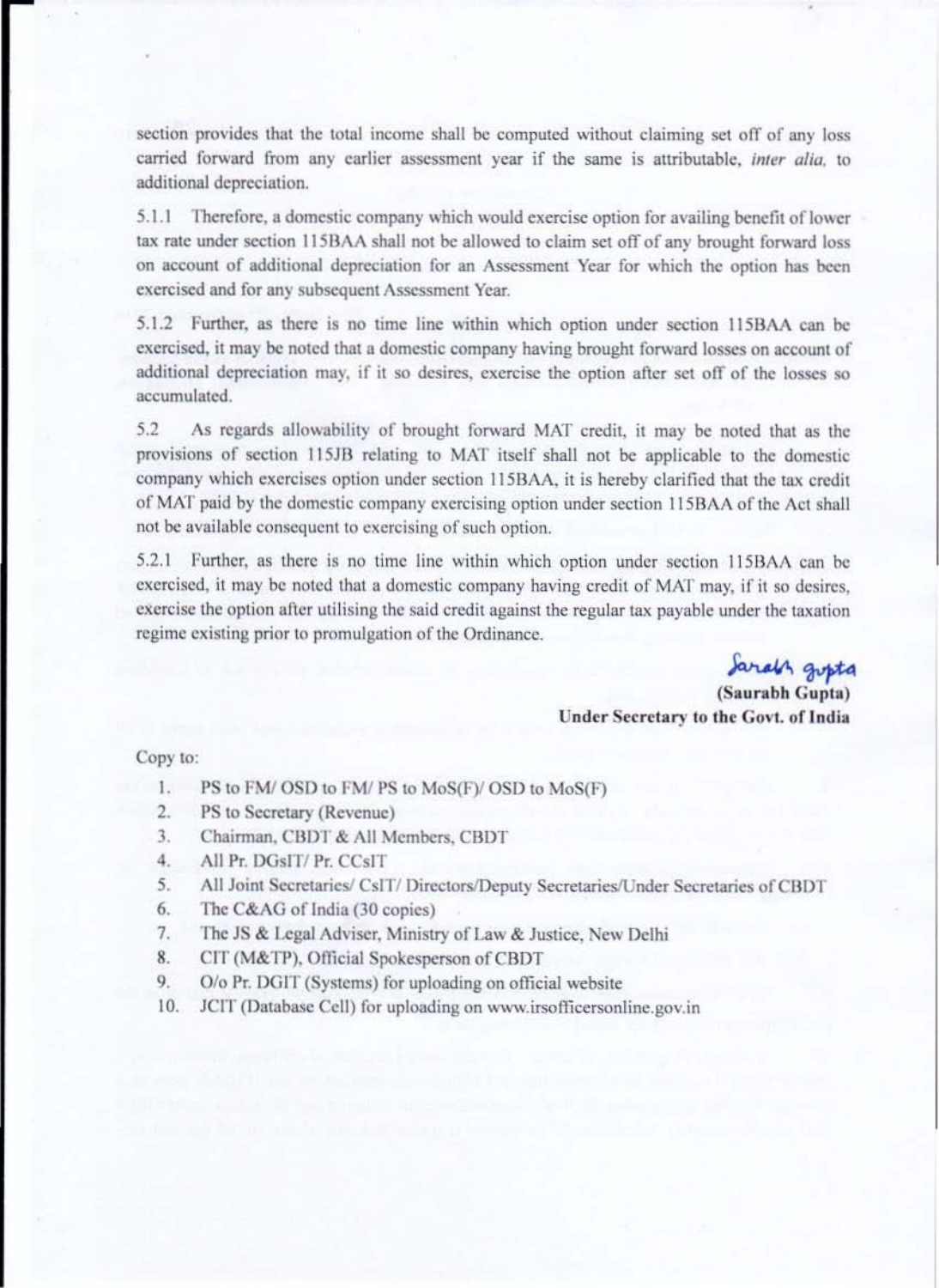section provides that the total income shall be computed without claiming set off of any loss carried forward from any earlier assessment year if the same is attributable, *inter alia*, to additional depreciation.

5.1.1 Therefore, a domestic company which would exercise option for availing benefit of lower tax rate under section 115BAA shall not be allowed to claim set off of any brought forward loss on account of additional depreciation for an Assessment Year for which the option has been exercised and for any subsequent Assessment Year.

5.1.2 Further, as there is no time line within which option under section 115BAA can be exercised, it may be noted that a domestic company having brought forward losses on account of additional depreciation may, if it so desires, exercise the option after set off of the losses so accumulated.

5.2 As regards allowability of brought forward MAT credit, it may be noted that as the provisions of section 115JB relating to MAT itself shall not be applicable to the domestic company which exercises option under section 115BAA, it is hereby clarified that the tax credit of MAT paid by the domestic company exercising option under section 115BAA of the Act shall not be available consequent to exercising of such option.

5.2.1 Further, as there is no time line within which option under section 115BAA can be exercised, it may be noted that a domestic company having credit of MAT may, if it so desires, exercise the option after utilising the said credit against the regular tax payable under the taxation regime existing prior to promulgation of the Ordinance.

Saurabh gupta

**(Saurabh Gupta)**

**Under Secretary to the Govt. of India**

Copy to:

1. PS to FM/ OSD to FM/ PS to MoS(F)/ OSD to MoS(F)
2. PS to Secretary (Revenue)
3. Chairman, CBDT & All Members, CBDT
4. All Pr. DGsIT/ Pr. CCsIT
5. All Joint Secretaries/ CsIT/ Directors/Deputy Secretaries/Under Secretaries of CBDT
6. The C&AG of India (30 copies)
7. The JS & Legal Adviser, Ministry of Law & Justice, New Delhi
8. CIT (M&TP), Official Spokesperson of CBDT
9. O/o Pr. DGIT (Systems) for uploading on official website
10. JCIT (Database Cell) for uploading on www.irsofficersonline.gov.in